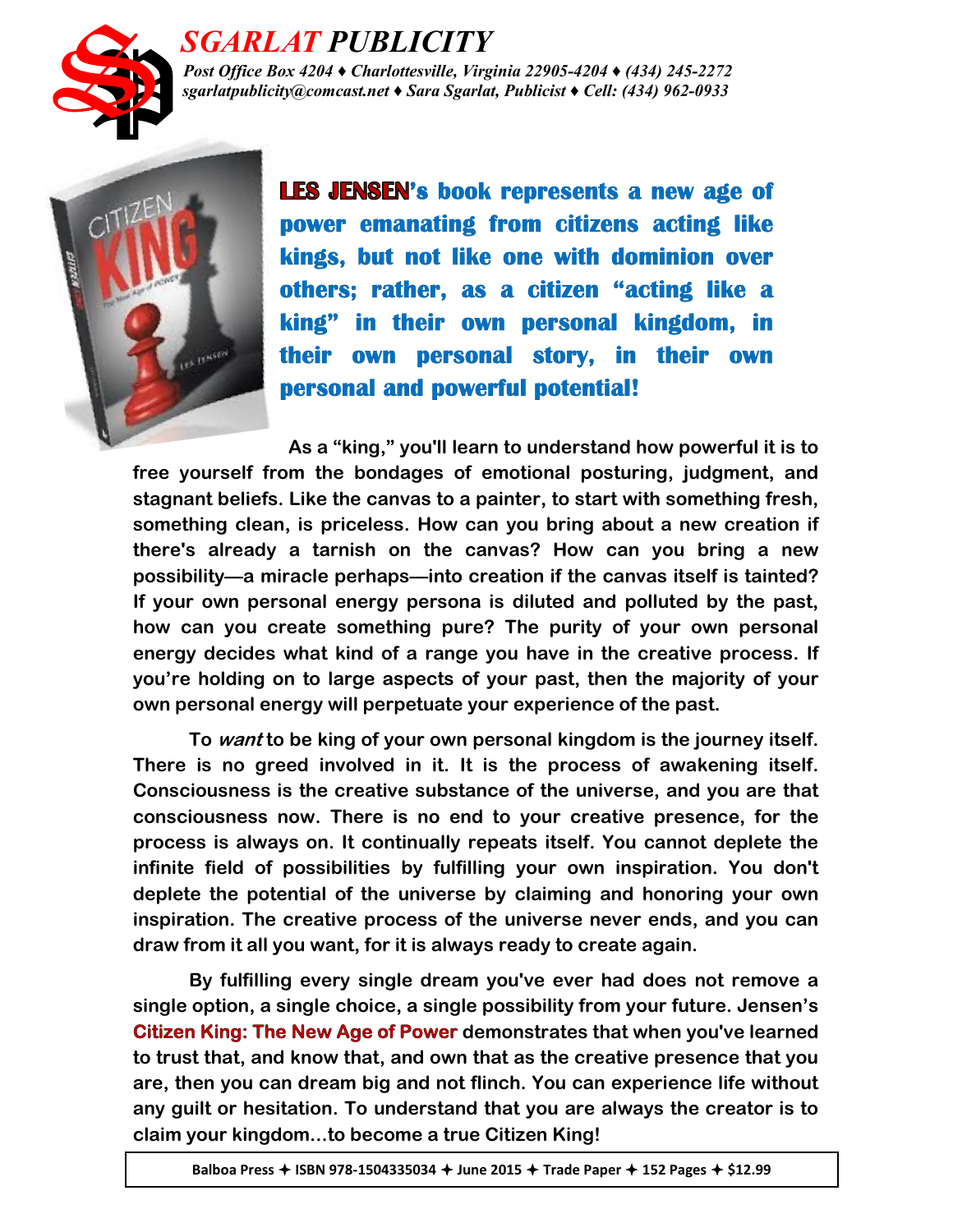# *SGARLAT PUBLICITY*

*Post Office Box 4204 ♦ Charlottesville, Virginia 22905-4204 ♦ (434) 245-2272*
*sgarlatpublicity@comcast.net ♦ Sara Sgarlat, Publicist ♦ Cell: (434) 962-0933*

**LES JENSEN's book represents a new age of power emanating from citizens acting like kings, but not like one with dominion over others; rather, as a citizen "acting like a king" in their own personal kingdom, in their own personal story, in their own personal and powerful potential!**

**As a "king," you'll learn to understand how powerful it is to free yourself from the bondages of emotional posturing, judgment, and stagnant beliefs. Like the canvas to a painter, to start with something fresh, something clean, is priceless. How can you bring about a new creation if there's already a tarnish on the canvas? How can you bring a new possibility—a miracle perhaps—into creation if the canvas itself is tainted? If your own personal energy persona is diluted and polluted by the past, how can you create something pure? The purity of your own personal energy decides what kind of a range you have in the creative process. If you're holding on to large aspects of your past, then the majority of your own personal energy will perpetuate your experience of the past.**

**To *want* to be king of your own personal kingdom is the journey itself. There is no greed involved in it. It is the process of awakening itself. Consciousness is the creative substance of the universe, and you are that consciousness now. There is no end to your creative presence, for the process is always on. It continually repeats itself. You cannot deplete the infinite field of possibilities by fulfilling your own inspiration. You don't deplete the potential of the universe by claiming and honoring your own inspiration. The creative process of the universe never ends, and you can draw from it all you want, for it is always ready to create again.**

**By fulfilling every single dream you've ever had does not remove a single option, a single choice, a single possibility from your future. Jensen's Citizen King: The New Age of Power demonstrates that when you've learned to trust that, and know that, and own that as the creative presence that you are, then you can dream big and not flinch. You can experience life without any guilt or hesitation. To understand that you are always the creator is to claim your kingdom…to become a true Citizen King!**

**Balboa Press ✦ ISBN 978-1504335034 ✦ June 2015 ✦ Trade Paper ✦ 152 Pages ✦ $12.99**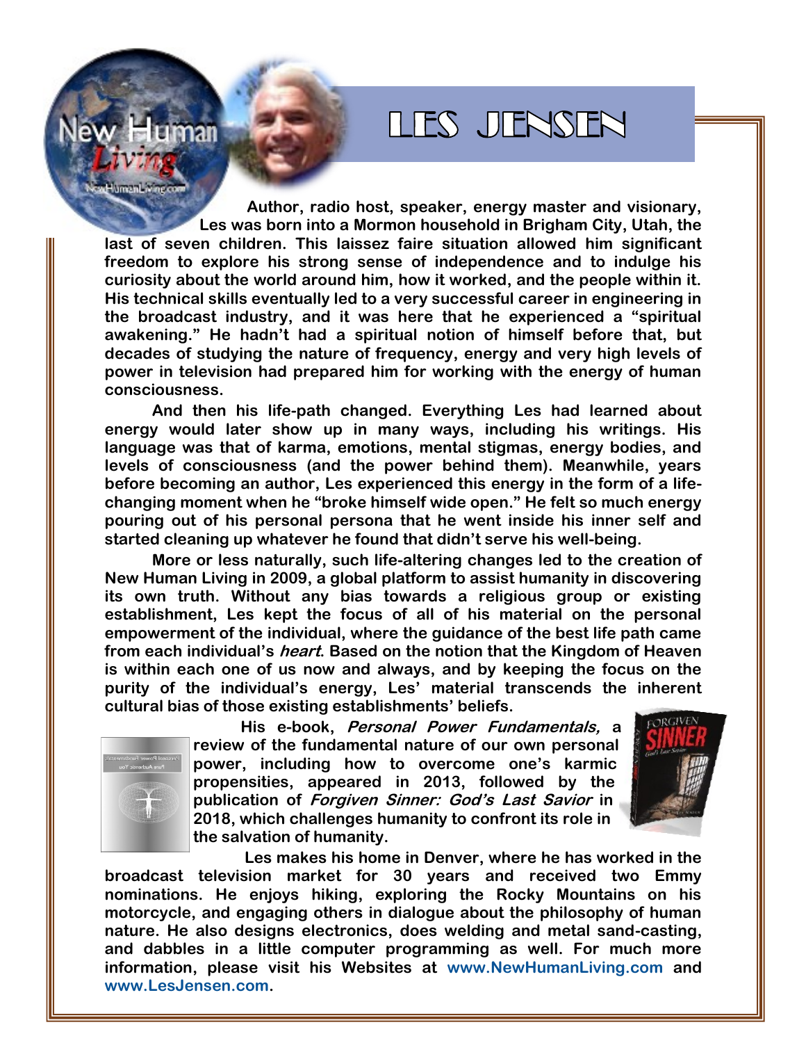# LES JENSEN

**Author, radio host, speaker, energy master and visionary, Les was born into a Mormon household in Brigham City, Utah, the last of seven children. This laissez faire situation allowed him significant freedom to explore his strong sense of independence and to indulge his curiosity about the world around him, how it worked, and the people within it. His technical skills eventually led to a very successful career in engineering in the broadcast industry, and it was here that he experienced a "spiritual awakening." He hadn't had a spiritual notion of himself before that, but decades of studying the nature of frequency, energy and very high levels of power in television had prepared him for working with the energy of human consciousness.**

**And then his life-path changed. Everything Les had learned about energy would later show up in many ways, including his writings. His language was that of karma, emotions, mental stigmas, energy bodies, and levels of consciousness (and the power behind them). Meanwhile, years before becoming an author, Les experienced this energy in the form of a life-changing moment when he "broke himself wide open." He felt so much energy pouring out of his personal persona that he went inside his inner self and started cleaning up whatever he found that didn't serve his well-being.**

**More or less naturally, such life-altering changes led to the creation of New Human Living in 2009, a global platform to assist humanity in discovering its own truth. Without any bias towards a religious group or existing establishment, Les kept the focus of all of his material on the personal empowerment of the individual, where the guidance of the best life path came from each individual's *heart*. Based on the notion that the Kingdom of Heaven is within each one of us now and always, and by keeping the focus on the purity of the individual's energy, Les' material transcends the inherent cultural bias of those existing establishments' beliefs.**

**His e-book, *Personal Power Fundamentals,* a review of the fundamental nature of our own personal power, including how to overcome one's karmic propensities, appeared in 2013, followed by the publication of *Forgiven Sinner: God's Last Savior* in 2018, which challenges humanity to confront its role in the salvation of humanity.**

**Les makes his home in Denver, where he has worked in the broadcast television market for 30 years and received two Emmy nominations. He enjoys hiking, exploring the Rocky Mountains on his motorcycle, and engaging others in dialogue about the philosophy of human nature. He also designs electronics, does welding and metal sand-casting, and dabbles in a little computer programming as well. For much more information, please visit his Websites at www.NewHumanLiving.com and www.LesJensen.com.**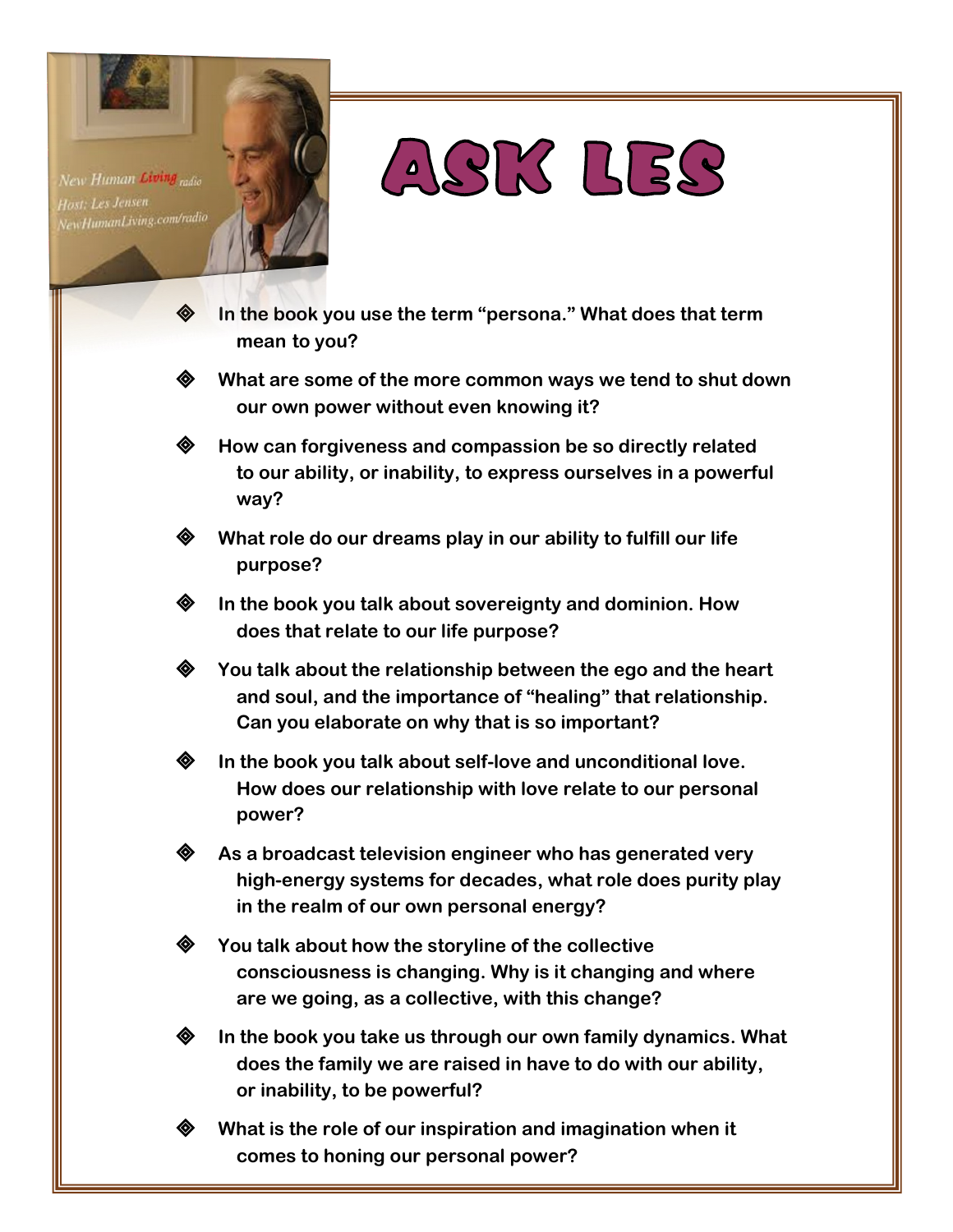New Human *Living* radio
Host: Les Jensen
NewHumanLiving.com/radio

# ASK LES

- **In the book you use the term "persona." What does that term mean to you?**
- **What are some of the more common ways we tend to shut down our own power without even knowing it?**
- **How can forgiveness and compassion be so directly related to our ability, or inability, to express ourselves in a powerful way?**
- **What role do our dreams play in our ability to fulfill our life purpose?**
- **In the book you talk about sovereignty and dominion. How does that relate to our life purpose?**
- **You talk about the relationship between the ego and the heart and soul, and the importance of "healing" that relationship. Can you elaborate on why that is so important?**
- **In the book you talk about self-love and unconditional love. How does our relationship with love relate to our personal power?**
- **As a broadcast television engineer who has generated very high-energy systems for decades, what role does purity play in the realm of our own personal energy?**
- **You talk about how the storyline of the collective consciousness is changing. Why is it changing and where are we going, as a collective, with this change?**
- **In the book you take us through our own family dynamics. What does the family we are raised in have to do with our ability, or inability, to be powerful?**
- **What is the role of our inspiration and imagination when it comes to honing our personal power?**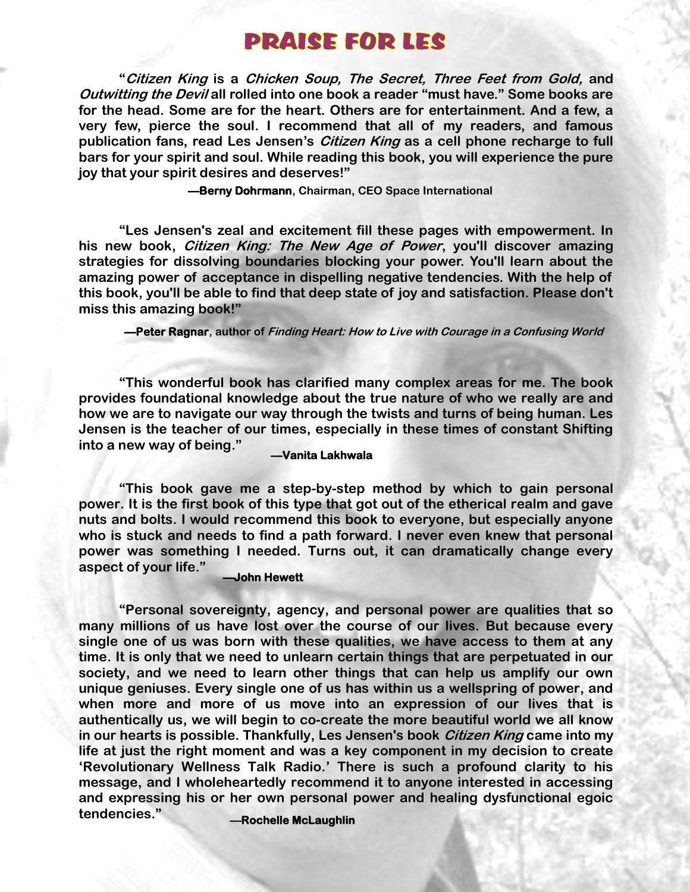# PRAISE FOR LES

"***Citizen King*** **is a** ***Chicken Soup, The Secret, Three Feet from Gold,*** **and** ***Outwitting the Devil*** **all rolled into one book a reader "must have." Some books are for the head. Some are for the heart. Others are for entertainment. And a few, a very few, pierce the soul. I recommend that all of my readers, and famous publication fans, read Les Jensen's** ***Citizen King*** **as a cell phone recharge to full bars for your spirit and soul. While reading this book, you will experience the pure joy that your spirit desires and deserves!"**

—**Berny Dohrmann**, Chairman, CEO Space International

**"Les Jensen's zeal and excitement fill these pages with empowerment. In his new book,** ***Citizen King: The New Age of Power*****, you'll discover amazing strategies for dissolving boundaries blocking your power. You'll learn about the amazing power of acceptance in dispelling negative tendencies. With the help of this book, you'll be able to find that deep state of joy and satisfaction. Please don't miss this amazing book!"**

—**Peter Ragnar**, author of *Finding Heart: How to Live with Courage in a Confusing World*

**"This wonderful book has clarified many complex areas for me. The book provides foundational knowledge about the true nature of who we really are and how we are to navigate our way through the twists and turns of being human. Les Jensen is the teacher of our times, especially in these times of constant Shifting into a new way of being."**

—**Vanita Lakhwala**

**"This book gave me a step-by-step method by which to gain personal power. It is the first book of this type that got out of the etherical realm and gave nuts and bolts. I would recommend this book to everyone, but especially anyone who is stuck and needs to find a path forward. I never even knew that personal power was something I needed. Turns out, it can dramatically change every aspect of your life."**

—**John Hewett**

**"Personal sovereignty, agency, and personal power are qualities that so many millions of us have lost over the course of our lives. But because every single one of us was born with these qualities, we have access to them at any time. It is only that we need to unlearn certain things that are perpetuated in our society, and we need to learn other things that can help us amplify our own unique geniuses. Every single one of us has within us a wellspring of power, and when more and more of us move into an expression of our lives that is authentically us, we will begin to co-create the more beautiful world we all know in our hearts is possible. Thankfully, Les Jensen's book** ***Citizen King*** **came into my life at just the right moment and was a key component in my decision to create 'Revolutionary Wellness Talk Radio.' There is such a profound clarity to his message, and I wholeheartedly recommend it to anyone interested in accessing and expressing his or her own personal power and healing dysfunctional egoic tendencies."**

—**Rochelle McLaughlin**